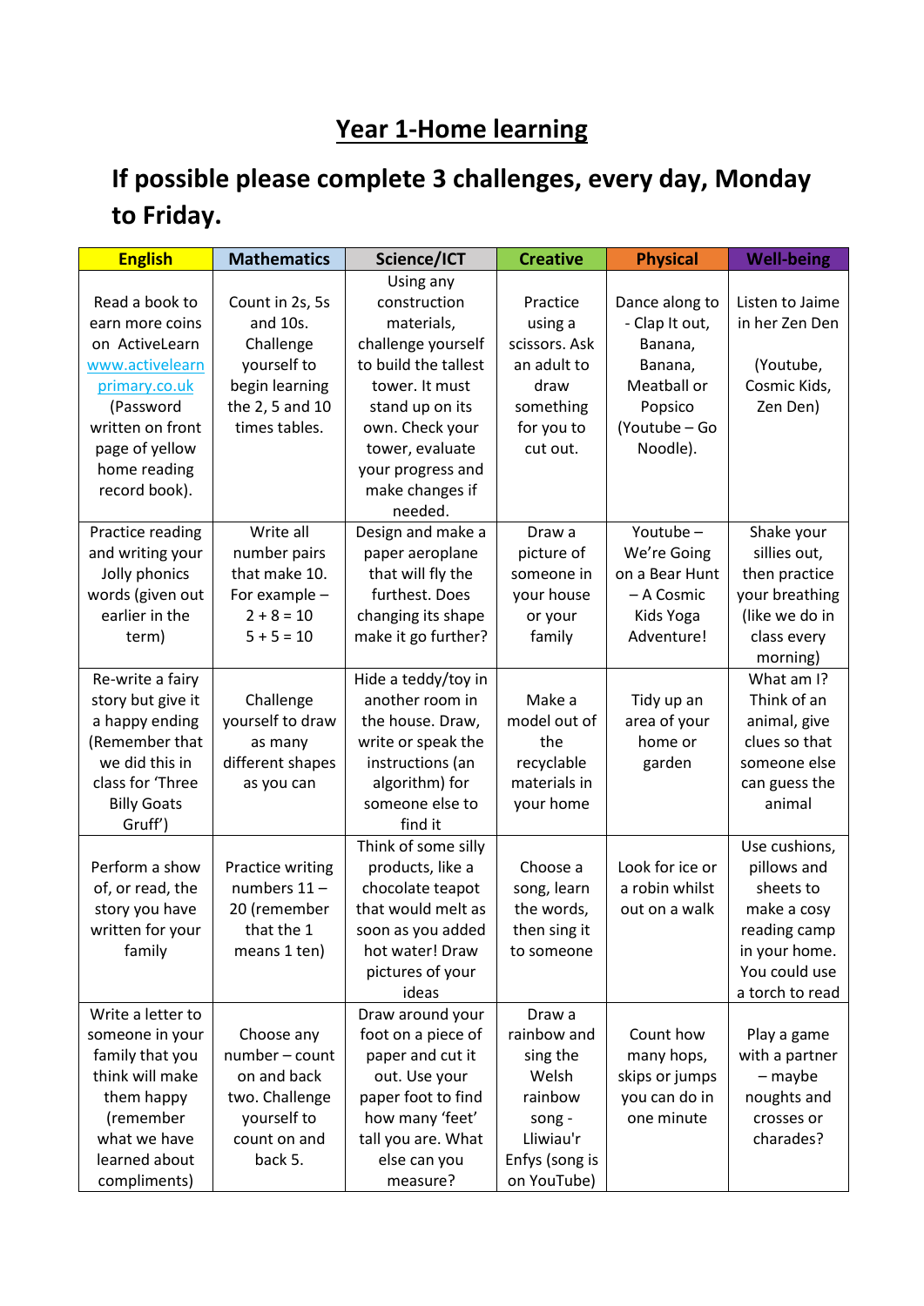# Year 1-Home learning

## If possible please complete 3 challenges, every day, Monday to Friday.

| English | Mathematics | Science/ICT | Creative | Physical | Well-being |
|---|---|---|---|---|---|
| Read a book to earn more coins on ActiveLearn www.activelearnprimary.co.uk (Password written on front page of yellow home reading record book). | Count in 2s, 5s and 10s. Challenge yourself to begin learning the 2, 5 and 10 times tables. | Using any construction materials, challenge yourself to build the tallest tower. It must stand up on its own. Check your tower, evaluate your progress and make changes if needed. | Practice using a scissors. Ask an adult to draw something for you to cut out. | Dance along to - Clap It out, Banana, Banana, Meatball or Popsico (Youtube – Go Noodle). | Listen to Jaime in her Zen Den (Youtube, Cosmic Kids, Zen Den) |
| Practice reading and writing your Jolly phonics words (given out earlier in the term) | Write all number pairs that make 10. For example – 2 + 8 = 10 5 + 5 = 10 | Design and make a paper aeroplane that will fly the furthest. Does changing its shape make it go further? | Draw a picture of someone in your house or your family | Youtube – We're Going on a Bear Hunt – A Cosmic Kids Yoga Adventure! | Shake your sillies out, then practice your breathing (like we do in class every morning) |
| Re-write a fairy story but give it a happy ending (Remember that we did this in class for 'Three Billy Goats Gruff') | Challenge yourself to draw as many different shapes as you can | Hide a teddy/toy in another room in the house. Draw, write or speak the instructions (an algorithm) for someone else to find it | Make a model out of the recyclable materials in your home | Tidy up an area of your home or garden | What am I? Think of an animal, give clues so that someone else can guess the animal |
| Perform a show of, or read, the story you have written for your family | Practice writing numbers 11 – 20 (remember that the 1 means 1 ten) | Think of some silly products, like a chocolate teapot that would melt as soon as you added hot water! Draw pictures of your ideas | Choose a song, learn the words, then sing it to someone | Look for ice or a robin whilst out on a walk | Use cushions, pillows and sheets to make a cosy reading camp in your home. You could use a torch to read |
| Write a letter to someone in your family that you think will make them happy (remember what we have learned about compliments) | Choose any number – count on and back two. Challenge yourself to count on and back 5. | Draw around your foot on a piece of paper and cut it out. Use your paper foot to find how many 'feet' tall you are. What else can you measure? | Draw a rainbow and sing the Welsh rainbow song - Lliwiau'r Enfys (song is on YouTube) | Count how many hops, skips or jumps you can do in one minute | Play a game with a partner – maybe noughts and crosses or charades? |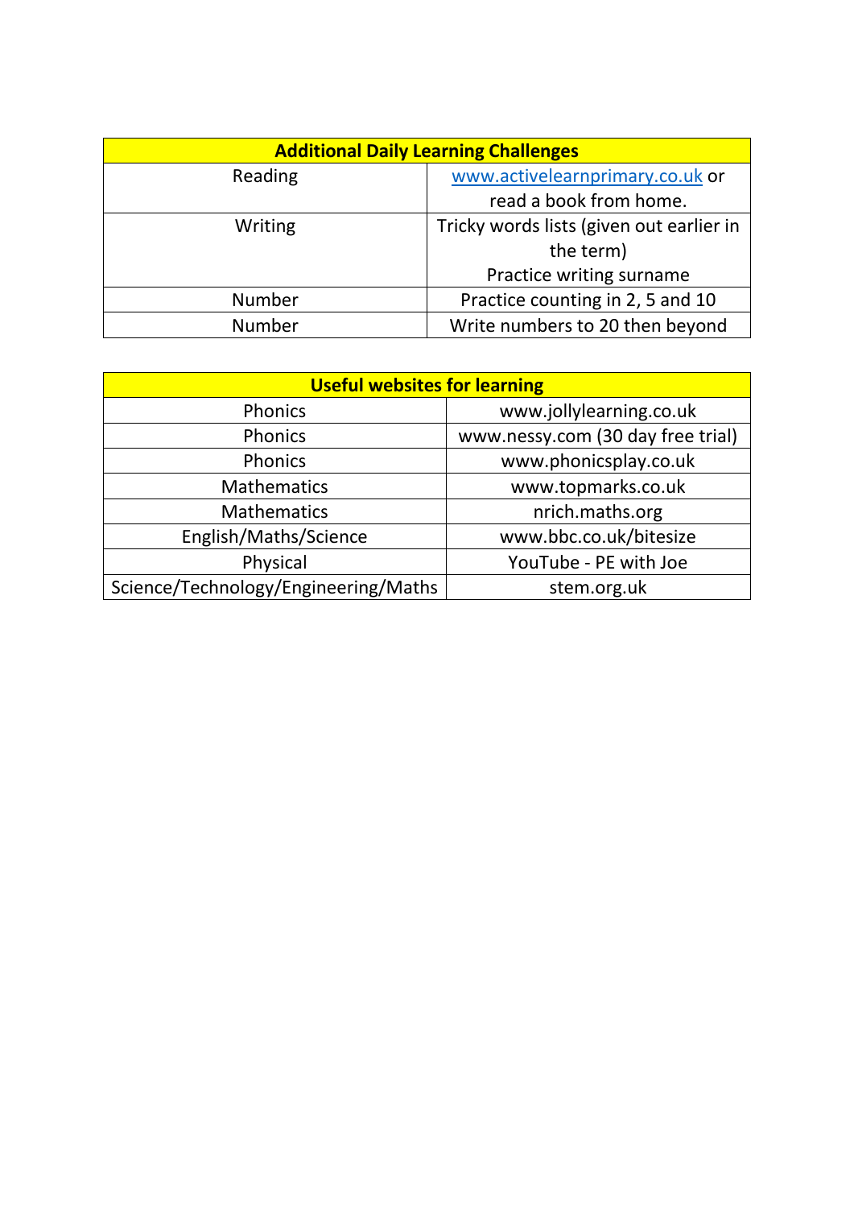| Additional Daily Learning Challenges | |
|---|---|
| Reading | www.activelearnprimary.co.uk or read a book from home. |
| Writing | Tricky words lists (given out earlier in the term)<br>Practice writing surname |
| Number | Practice counting in 2, 5 and 10 |
| Number | Write numbers to 20 then beyond |

| Useful websites for learning | |
|---|---|
| Phonics | www.jollylearning.co.uk |
| Phonics | www.nessy.com (30 day free trial) |
| Phonics | www.phonicsplay.co.uk |
| Mathematics | www.topmarks.co.uk |
| Mathematics | nrich.maths.org |
| English/Maths/Science | www.bbc.co.uk/bitesize |
| Physical | YouTube - PE with Joe |
| Science/Technology/Engineering/Maths | stem.org.uk |